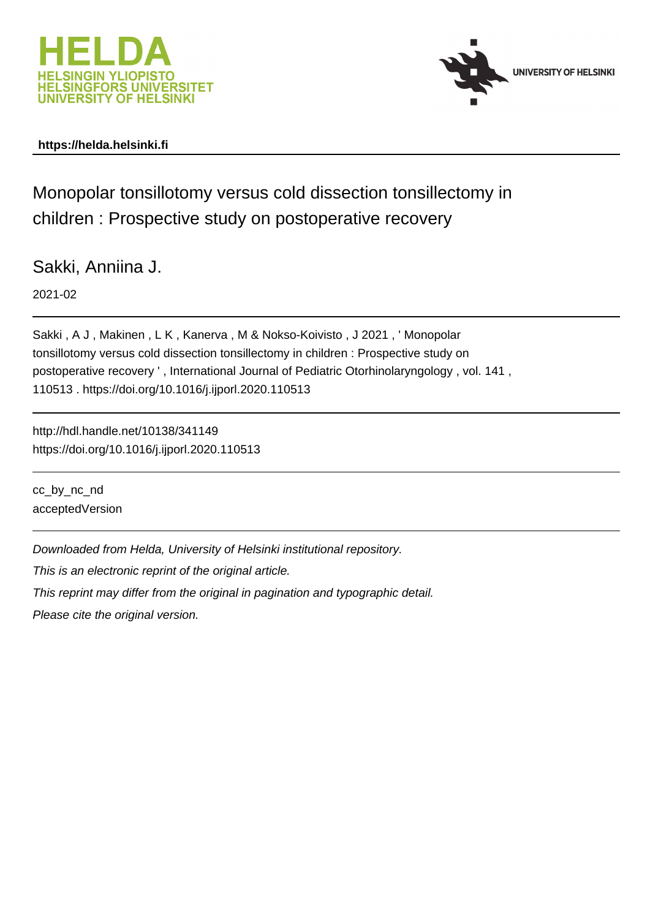**https://helda.helsinki.fi**

# Monopolar tonsillotomy versus cold dissection tonsillectomy in children : Prospective study on postoperative recovery

Sakki, Anniina J.

2021-02

Sakki , A J , Makinen , L K , Kanerva , M & Nokso-Koivisto , J 2021 , ' Monopolar tonsillotomy versus cold dissection tonsillectomy in children : Prospective study on postoperative recovery ' , International Journal of Pediatric Otorhinolaryngology , vol. 141 , 110513 . https://doi.org/10.1016/j.ijporl.2020.110513

---

http://hdl.handle.net/10138/341149
https://doi.org/10.1016/j.ijporl.2020.110513

---

cc_by_nc_nd
acceptedVersion

---

*Downloaded from Helda, University of Helsinki institutional repository.*

*This is an electronic reprint of the original article.*

*This reprint may differ from the original in pagination and typographic detail.*

*Please cite the original version.*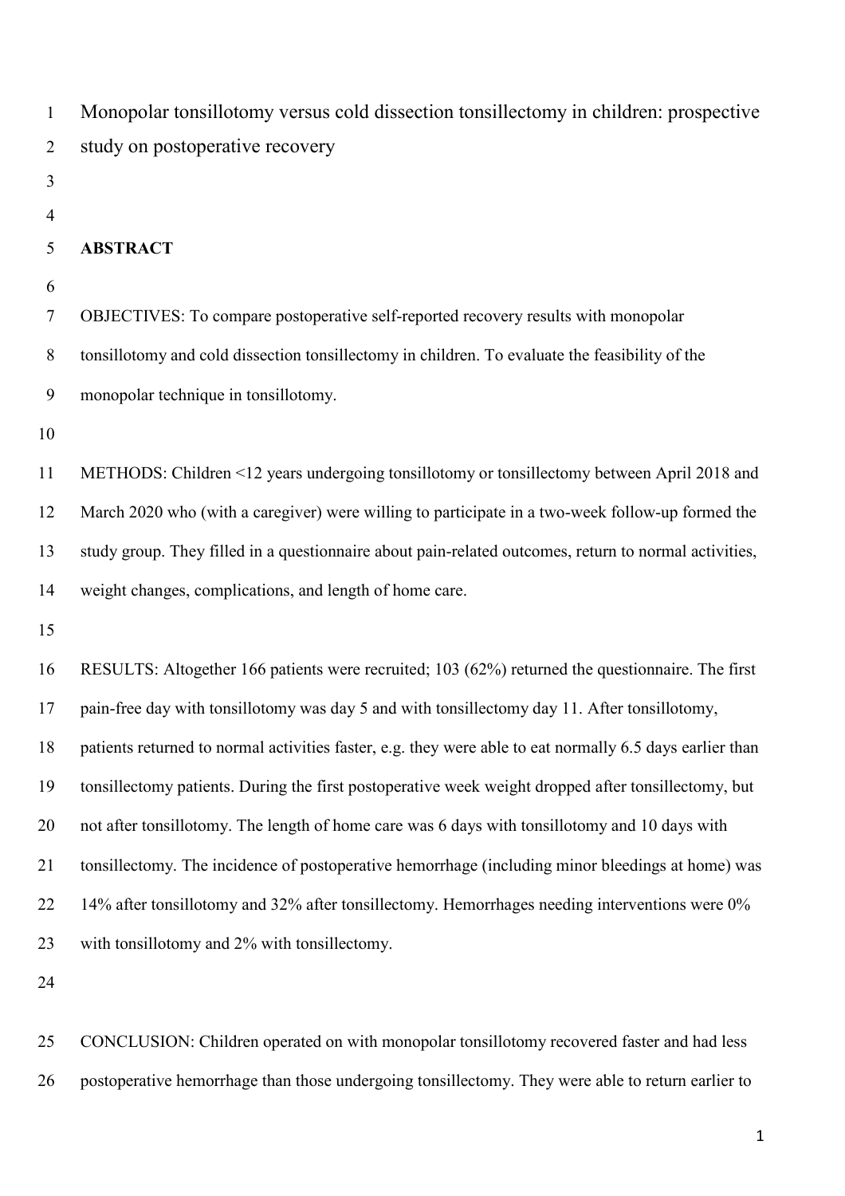# Monopolar tonsillotomy versus cold dissection tonsillectomy in children: prospective study on postoperative recovery

## ABSTRACT

OBJECTIVES: To compare postoperative self-reported recovery results with monopolar tonsillotomy and cold dissection tonsillectomy in children. To evaluate the feasibility of the monopolar technique in tonsillotomy.

METHODS: Children <12 years undergoing tonsillotomy or tonsillectomy between April 2018 and March 2020 who (with a caregiver) were willing to participate in a two-week follow-up formed the study group. They filled in a questionnaire about pain-related outcomes, return to normal activities, weight changes, complications, and length of home care.

RESULTS: Altogether 166 patients were recruited; 103 (62%) returned the questionnaire. The first pain-free day with tonsillotomy was day 5 and with tonsillectomy day 11. After tonsillotomy, patients returned to normal activities faster, e.g. they were able to eat normally 6.5 days earlier than tonsillectomy patients. During the first postoperative week weight dropped after tonsillectomy, but not after tonsillotomy. The length of home care was 6 days with tonsillotomy and 10 days with tonsillectomy. The incidence of postoperative hemorrhage (including minor bleedings at home) was 14% after tonsillotomy and 32% after tonsillectomy. Hemorrhages needing interventions were 0% with tonsillotomy and 2% with tonsillectomy.

CONCLUSION: Children operated on with monopolar tonsillotomy recovered faster and had less postoperative hemorrhage than those undergoing tonsillectomy. They were able to return earlier to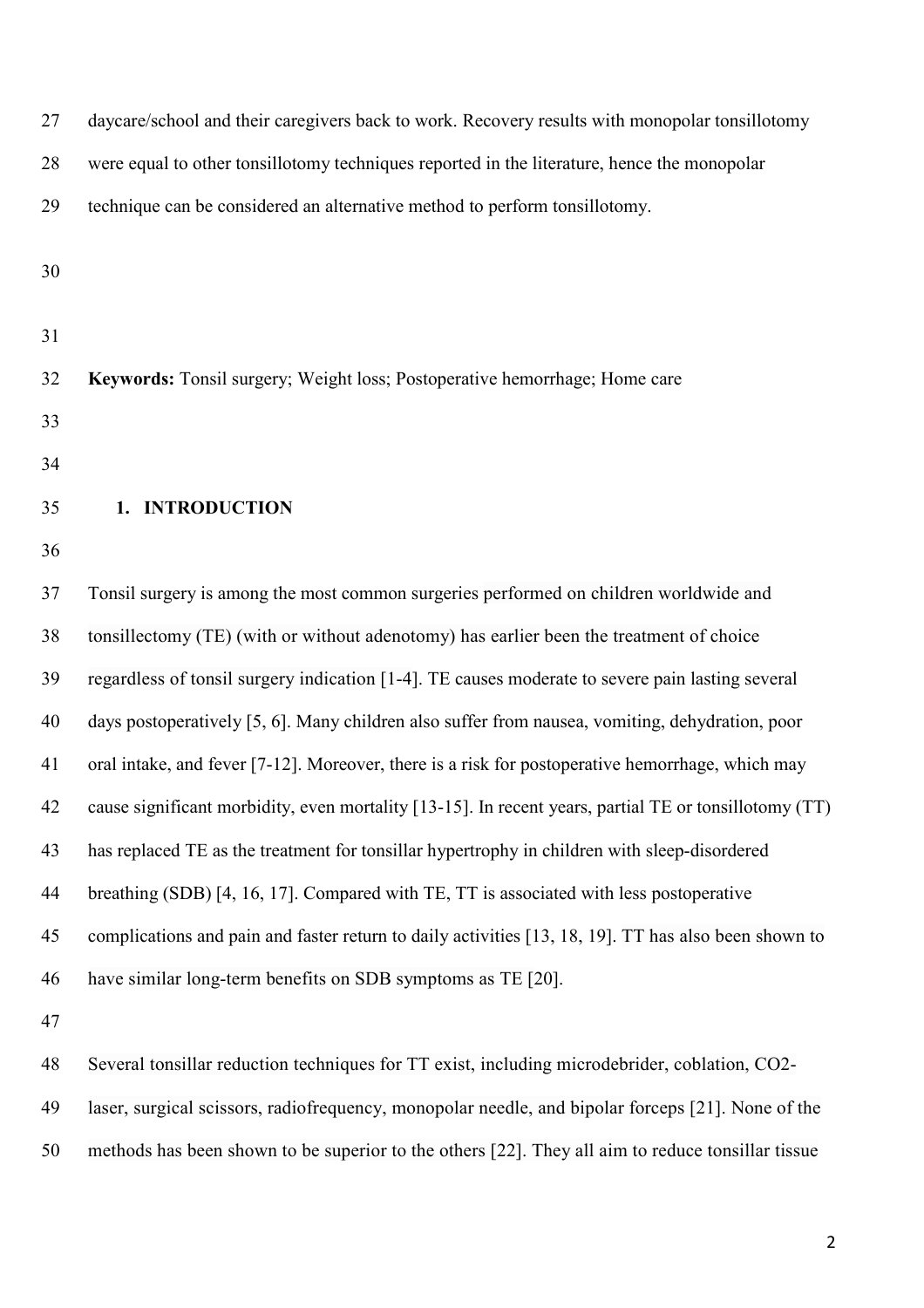daycare/school and their caregivers back to work. Recovery results with monopolar tonsillotomy were equal to other tonsillotomy techniques reported in the literature, hence the monopolar technique can be considered an alternative method to perform tonsillotomy.

**Keywords:** Tonsil surgery; Weight loss; Postoperative hemorrhage; Home care

## 1. INTRODUCTION

Tonsil surgery is among the most common surgeries performed on children worldwide and tonsillectomy (TE) (with or without adenotomy) has earlier been the treatment of choice regardless of tonsil surgery indication [1-4]. TE causes moderate to severe pain lasting several days postoperatively [5, 6]. Many children also suffer from nausea, vomiting, dehydration, poor oral intake, and fever [7-12]. Moreover, there is a risk for postoperative hemorrhage, which may cause significant morbidity, even mortality [13-15]. In recent years, partial TE or tonsillotomy (TT) has replaced TE as the treatment for tonsillar hypertrophy in children with sleep-disordered breathing (SDB) [4, 16, 17]. Compared with TE, TT is associated with less postoperative complications and pain and faster return to daily activities [13, 18, 19]. TT has also been shown to have similar long-term benefits on SDB symptoms as TE [20].

Several tonsillar reduction techniques for TT exist, including microdebrider, coblation, $CO_2$-laser, surgical scissors, radiofrequency, monopolar needle, and bipolar forceps [21]. None of the methods has been shown to be superior to the others [22]. They all aim to reduce tonsillar tissue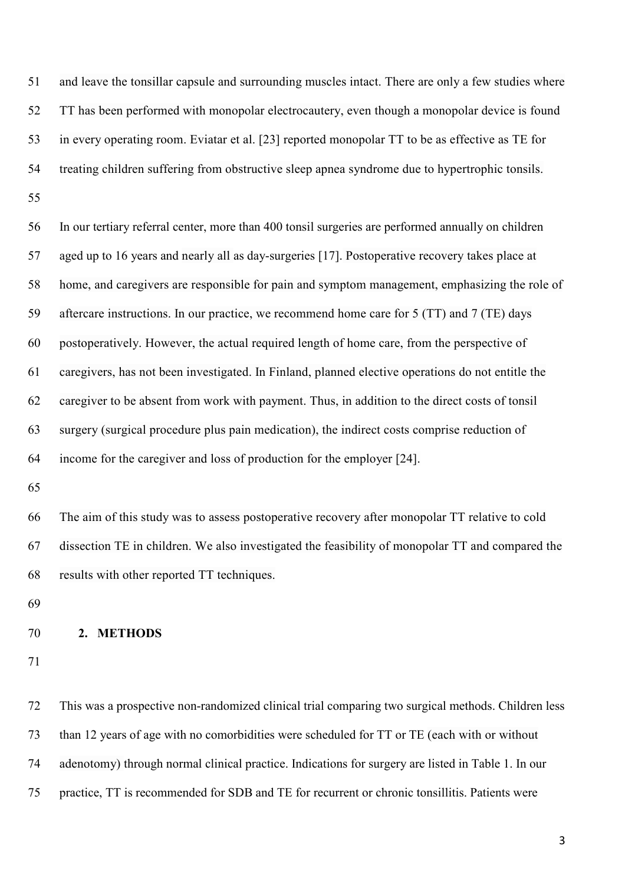and leave the tonsillar capsule and surrounding muscles intact. There are only a few studies where TT has been performed with monopolar electrocautery, even though a monopolar device is found in every operating room. Eviatar et al. [23] reported monopolar TT to be as effective as TE for treating children suffering from obstructive sleep apnea syndrome due to hypertrophic tonsils.

In our tertiary referral center, more than 400 tonsil surgeries are performed annually on children aged up to 16 years and nearly all as day-surgeries [17]. Postoperative recovery takes place at home, and caregivers are responsible for pain and symptom management, emphasizing the role of aftercare instructions. In our practice, we recommend home care for 5 (TT) and 7 (TE) days postoperatively. However, the actual required length of home care, from the perspective of caregivers, has not been investigated. In Finland, planned elective operations do not entitle the caregiver to be absent from work with payment. Thus, in addition to the direct costs of tonsil surgery (surgical procedure plus pain medication), the indirect costs comprise reduction of income for the caregiver and loss of production for the employer [24].

The aim of this study was to assess postoperative recovery after monopolar TT relative to cold dissection TE in children. We also investigated the feasibility of monopolar TT and compared the results with other reported TT techniques.

## 2. METHODS

This was a prospective non-randomized clinical trial comparing two surgical methods. Children less than 12 years of age with no comorbidities were scheduled for TT or TE (each with or without adenotomy) through normal clinical practice. Indications for surgery are listed in Table 1. In our practice, TT is recommended for SDB and TE for recurrent or chronic tonsillitis. Patients were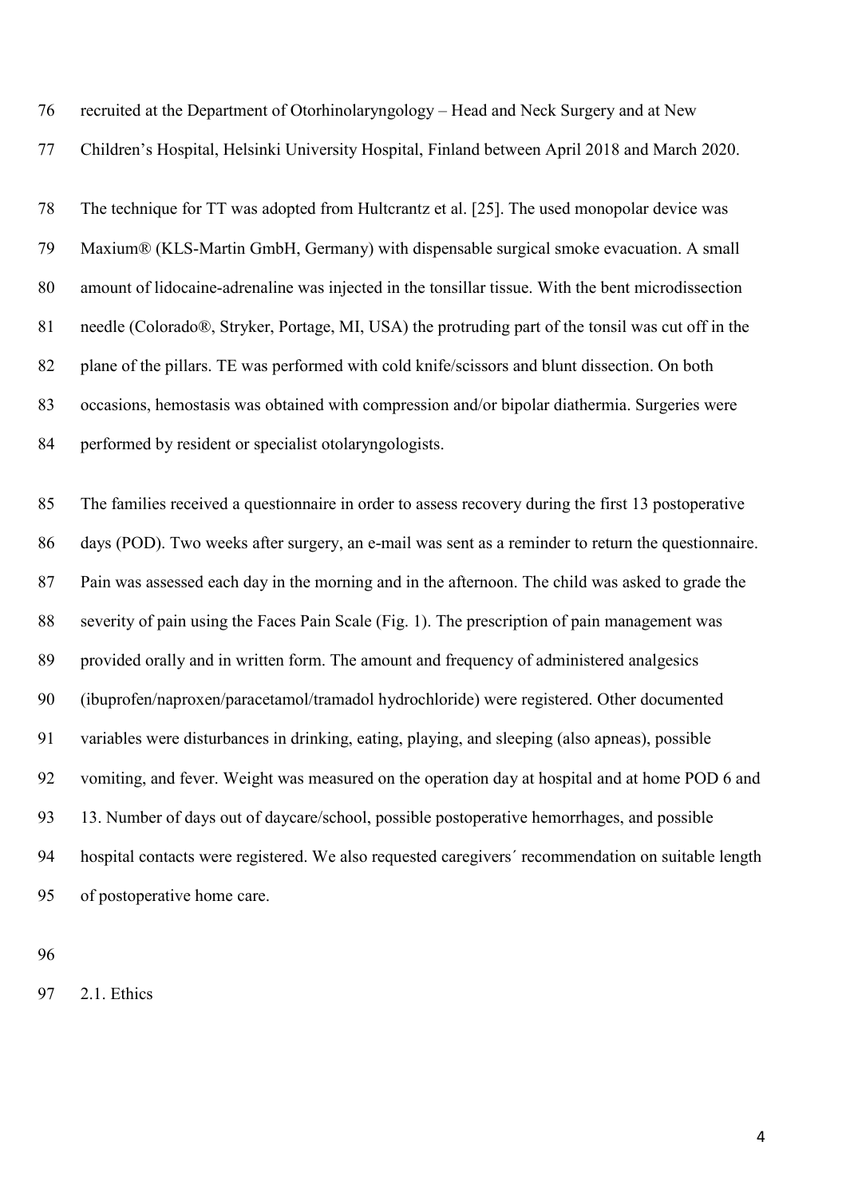recruited at the Department of Otorhinolaryngology – Head and Neck Surgery and at New Children's Hospital, Helsinki University Hospital, Finland between April 2018 and March 2020.

The technique for TT was adopted from Hultcrantz et al. [25]. The used monopolar device was Maxium® (KLS-Martin GmbH, Germany) with dispensable surgical smoke evacuation. A small amount of lidocaine-adrenaline was injected in the tonsillar tissue. With the bent microdissection needle (Colorado®, Stryker, Portage, MI, USA) the protruding part of the tonsil was cut off in the plane of the pillars. TE was performed with cold knife/scissors and blunt dissection. On both occasions, hemostasis was obtained with compression and/or bipolar diathermia. Surgeries were performed by resident or specialist otolaryngologists.

The families received a questionnaire in order to assess recovery during the first 13 postoperative days (POD). Two weeks after surgery, an e-mail was sent as a reminder to return the questionnaire. Pain was assessed each day in the morning and in the afternoon. The child was asked to grade the severity of pain using the Faces Pain Scale (Fig. 1). The prescription of pain management was provided orally and in written form. The amount and frequency of administered analgesics (ibuprofen/naproxen/paracetamol/tramadol hydrochloride) were registered. Other documented variables were disturbances in drinking, eating, playing, and sleeping (also apneas), possible vomiting, and fever. Weight was measured on the operation day at hospital and at home POD 6 and 13. Number of days out of daycare/school, possible postoperative hemorrhages, and possible hospital contacts were registered. We also requested caregivers´ recommendation on suitable length of postoperative home care.

## 2.1. Ethics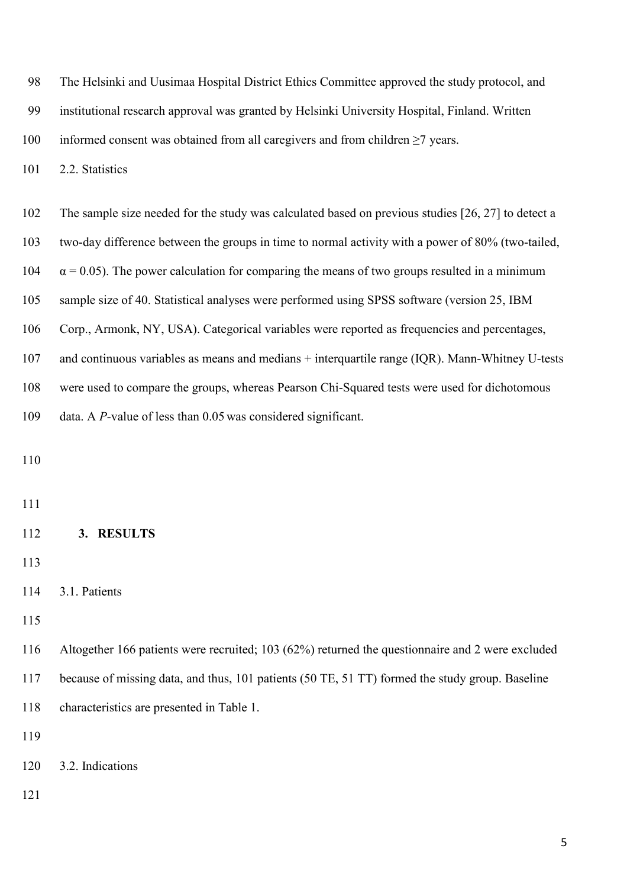The Helsinki and Uusimaa Hospital District Ethics Committee approved the study protocol, and institutional research approval was granted by Helsinki University Hospital, Finland. Written informed consent was obtained from all caregivers and from children ≥7 years.

### 2.2. Statistics

The sample size needed for the study was calculated based on previous studies [26, 27] to detect a two-day difference between the groups in time to normal activity with a power of 80% (two-tailed, $\alpha = 0.05$). The power calculation for comparing the means of two groups resulted in a minimum sample size of 40. Statistical analyses were performed using SPSS software (version 25, IBM Corp., Armonk, NY, USA). Categorical variables were reported as frequencies and percentages, and continuous variables as means and medians + interquartile range (IQR). Mann-Whitney U-tests were used to compare the groups, whereas Pearson Chi-Squared tests were used for dichotomous data. A *P*-value of less than 0.05 was considered significant.

## 3. RESULTS

### 3.1. Patients

Altogether 166 patients were recruited; 103 (62%) returned the questionnaire and 2 were excluded because of missing data, and thus, 101 patients (50 TE, 51 TT) formed the study group. Baseline characteristics are presented in Table 1.

### 3.2. Indications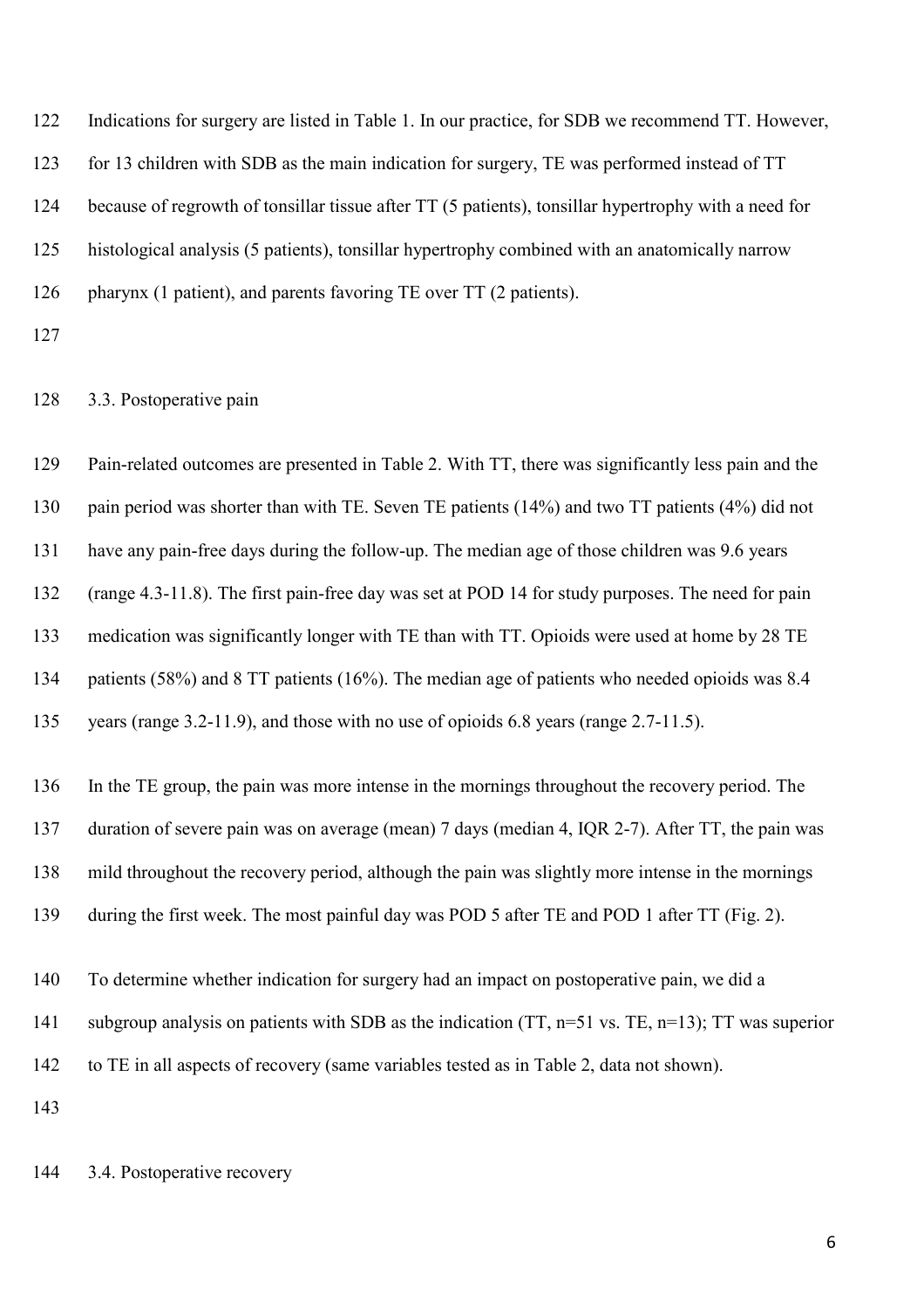Indications for surgery are listed in Table 1. In our practice, for SDB we recommend TT. However, for 13 children with SDB as the main indication for surgery, TE was performed instead of TT because of regrowth of tonsillar tissue after TT (5 patients), tonsillar hypertrophy with a need for histological analysis (5 patients), tonsillar hypertrophy combined with an anatomically narrow pharynx (1 patient), and parents favoring TE over TT (2 patients).

### 3.3. Postoperative pain

Pain-related outcomes are presented in Table 2. With TT, there was significantly less pain and the pain period was shorter than with TE. Seven TE patients (14%) and two TT patients (4%) did not have any pain-free days during the follow-up. The median age of those children was 9.6 years (range 4.3-11.8). The first pain-free day was set at POD 14 for study purposes. The need for pain medication was significantly longer with TE than with TT. Opioids were used at home by 28 TE patients (58%) and 8 TT patients (16%). The median age of patients who needed opioids was 8.4 years (range 3.2-11.9), and those with no use of opioids 6.8 years (range 2.7-11.5).

In the TE group, the pain was more intense in the mornings throughout the recovery period. The duration of severe pain was on average (mean) 7 days (median 4, IQR 2-7). After TT, the pain was mild throughout the recovery period, although the pain was slightly more intense in the mornings during the first week. The most painful day was POD 5 after TE and POD 1 after TT (Fig. 2).

To determine whether indication for surgery had an impact on postoperative pain, we did a subgroup analysis on patients with SDB as the indication (TT, n=51 vs. TE, n=13); TT was superior to TE in all aspects of recovery (same variables tested as in Table 2, data not shown).

### 3.4. Postoperative recovery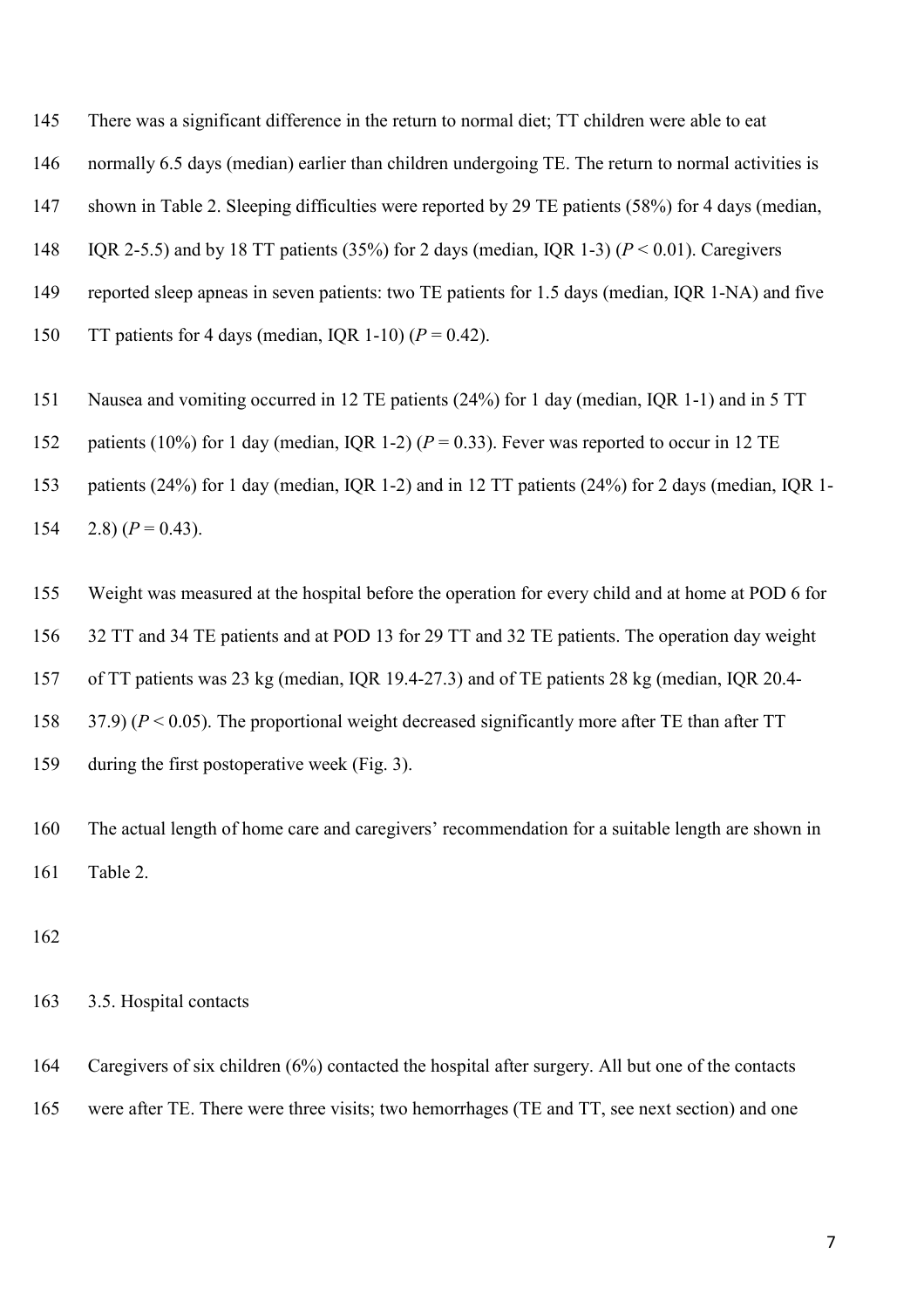There was a significant difference in the return to normal diet; TT children were able to eat normally 6.5 days (median) earlier than children undergoing TE. The return to normal activities is shown in Table 2. Sleeping difficulties were reported by 29 TE patients (58%) for 4 days (median, IQR 2-5.5) and by 18 TT patients (35%) for 2 days (median, IQR 1-3) ($P < 0.01$). Caregivers reported sleep apneas in seven patients: two TE patients for 1.5 days (median, IQR 1-NA) and five TT patients for 4 days (median, IQR 1-10) ($P = 0.42$).

Nausea and vomiting occurred in 12 TE patients (24%) for 1 day (median, IQR 1-1) and in 5 TT patients (10%) for 1 day (median, IQR 1-2) ($P = 0.33$). Fever was reported to occur in 12 TE patients (24%) for 1 day (median, IQR 1-2) and in 12 TT patients (24%) for 2 days (median, IQR 1-2.8) ($P = 0.43$).

Weight was measured at the hospital before the operation for every child and at home at POD 6 for 32 TT and 34 TE patients and at POD 13 for 29 TT and 32 TE patients. The operation day weight of TT patients was 23 kg (median, IQR 19.4-27.3) and of TE patients 28 kg (median, IQR 20.4-37.9) ($P < 0.05$). The proportional weight decreased significantly more after TE than after TT during the first postoperative week (Fig. 3).

The actual length of home care and caregivers' recommendation for a suitable length are shown in Table 2.

### 3.5. Hospital contacts

Caregivers of six children (6%) contacted the hospital after surgery. All but one of the contacts were after TE. There were three visits; two hemorrhages (TE and TT, see next section) and one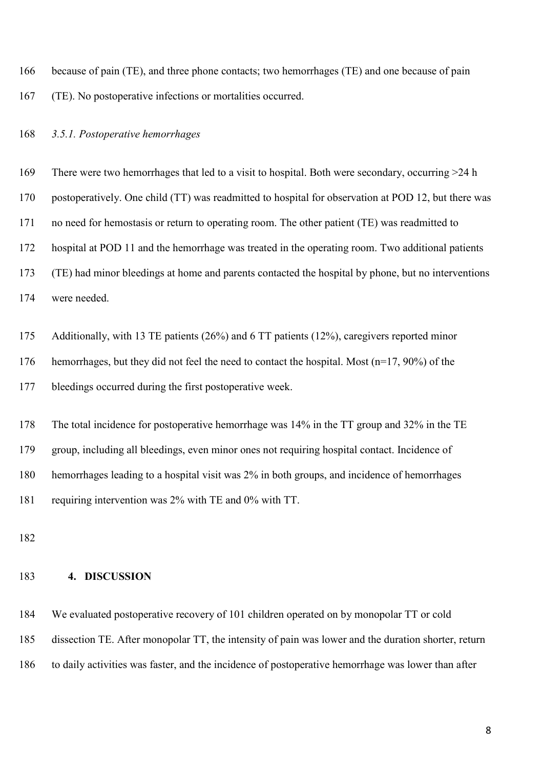because of pain (TE), and three phone contacts; two hemorrhages (TE) and one because of pain (TE). No postoperative infections or mortalities occurred.

### *3.5.1. Postoperative hemorrhages*

There were two hemorrhages that led to a visit to hospital. Both were secondary, occurring >24 h postoperatively. One child (TT) was readmitted to hospital for observation at POD 12, but there was no need for hemostasis or return to operating room. The other patient (TE) was readmitted to hospital at POD 11 and the hemorrhage was treated in the operating room. Two additional patients (TE) had minor bleedings at home and parents contacted the hospital by phone, but no interventions were needed.

Additionally, with 13 TE patients (26%) and 6 TT patients (12%), caregivers reported minor hemorrhages, but they did not feel the need to contact the hospital. Most (n=17, 90%) of the bleedings occurred during the first postoperative week.

The total incidence for postoperative hemorrhage was 14% in the TT group and 32% in the TE group, including all bleedings, even minor ones not requiring hospital contact. Incidence of hemorrhages leading to a hospital visit was 2% in both groups, and incidence of hemorrhages requiring intervention was 2% with TE and 0% with TT.

## 4. DISCUSSION

We evaluated postoperative recovery of 101 children operated on by monopolar TT or cold dissection TE. After monopolar TT, the intensity of pain was lower and the duration shorter, return to daily activities was faster, and the incidence of postoperative hemorrhage was lower than after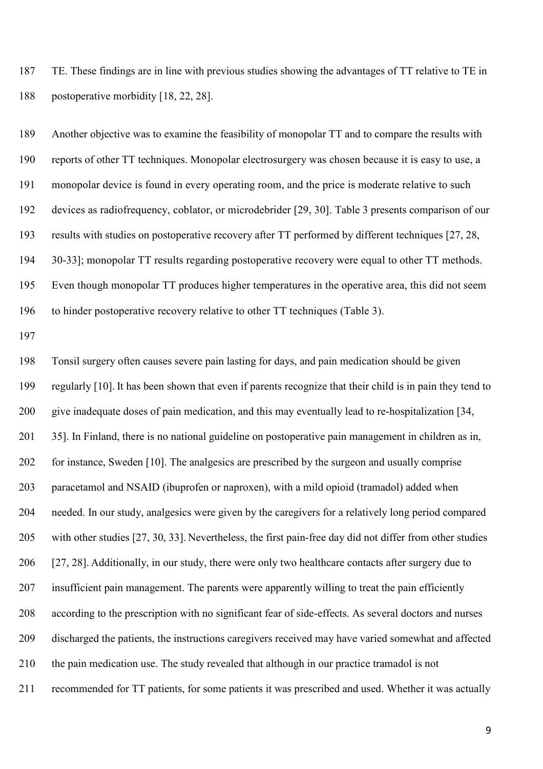TE. These findings are in line with previous studies showing the advantages of TT relative to TE in postoperative morbidity [18, 22, 28].

Another objective was to examine the feasibility of monopolar TT and to compare the results with reports of other TT techniques. Monopolar electrosurgery was chosen because it is easy to use, a monopolar device is found in every operating room, and the price is moderate relative to such devices as radiofrequency, coblator, or microdebrider [29, 30]. Table 3 presents comparison of our results with studies on postoperative recovery after TT performed by different techniques [27, 28, 30-33]; monopolar TT results regarding postoperative recovery were equal to other TT methods. Even though monopolar TT produces higher temperatures in the operative area, this did not seem to hinder postoperative recovery relative to other TT techniques (Table 3).

Tonsil surgery often causes severe pain lasting for days, and pain medication should be given regularly [10]. It has been shown that even if parents recognize that their child is in pain they tend to give inadequate doses of pain medication, and this may eventually lead to re-hospitalization [34, 35]. In Finland, there is no national guideline on postoperative pain management in children as in, for instance, Sweden [10]. The analgesics are prescribed by the surgeon and usually comprise paracetamol and NSAID (ibuprofen or naproxen), with a mild opioid (tramadol) added when needed. In our study, analgesics were given by the caregivers for a relatively long period compared with other studies [27, 30, 33]. Nevertheless, the first pain-free day did not differ from other studies [27, 28]. Additionally, in our study, there were only two healthcare contacts after surgery due to insufficient pain management. The parents were apparently willing to treat the pain efficiently according to the prescription with no significant fear of side-effects. As several doctors and nurses discharged the patients, the instructions caregivers received may have varied somewhat and affected the pain medication use. The study revealed that although in our practice tramadol is not recommended for TT patients, for some patients it was prescribed and used. Whether it was actually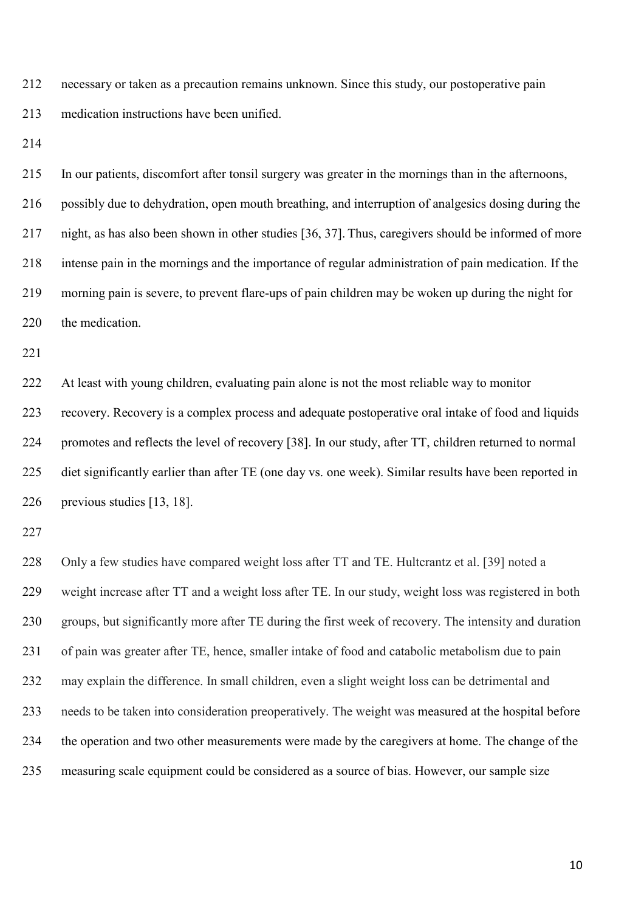necessary or taken as a precaution remains unknown. Since this study, our postoperative pain medication instructions have been unified.

In our patients, discomfort after tonsil surgery was greater in the mornings than in the afternoons, possibly due to dehydration, open mouth breathing, and interruption of analgesics dosing during the night, as has also been shown in other studies [36, 37]. Thus, caregivers should be informed of more intense pain in the mornings and the importance of regular administration of pain medication. If the morning pain is severe, to prevent flare-ups of pain children may be woken up during the night for the medication.

At least with young children, evaluating pain alone is not the most reliable way to monitor recovery. Recovery is a complex process and adequate postoperative oral intake of food and liquids promotes and reflects the level of recovery [38]. In our study, after TT, children returned to normal diet significantly earlier than after TE (one day vs. one week). Similar results have been reported in previous studies [13, 18].

Only a few studies have compared weight loss after TT and TE. Hultcrantz et al. [39] noted a weight increase after TT and a weight loss after TE. In our study, weight loss was registered in both groups, but significantly more after TE during the first week of recovery. The intensity and duration of pain was greater after TE, hence, smaller intake of food and catabolic metabolism due to pain may explain the difference. In small children, even a slight weight loss can be detrimental and needs to be taken into consideration preoperatively. The weight was measured at the hospital before the operation and two other measurements were made by the caregivers at home. The change of the measuring scale equipment could be considered as a source of bias. However, our sample size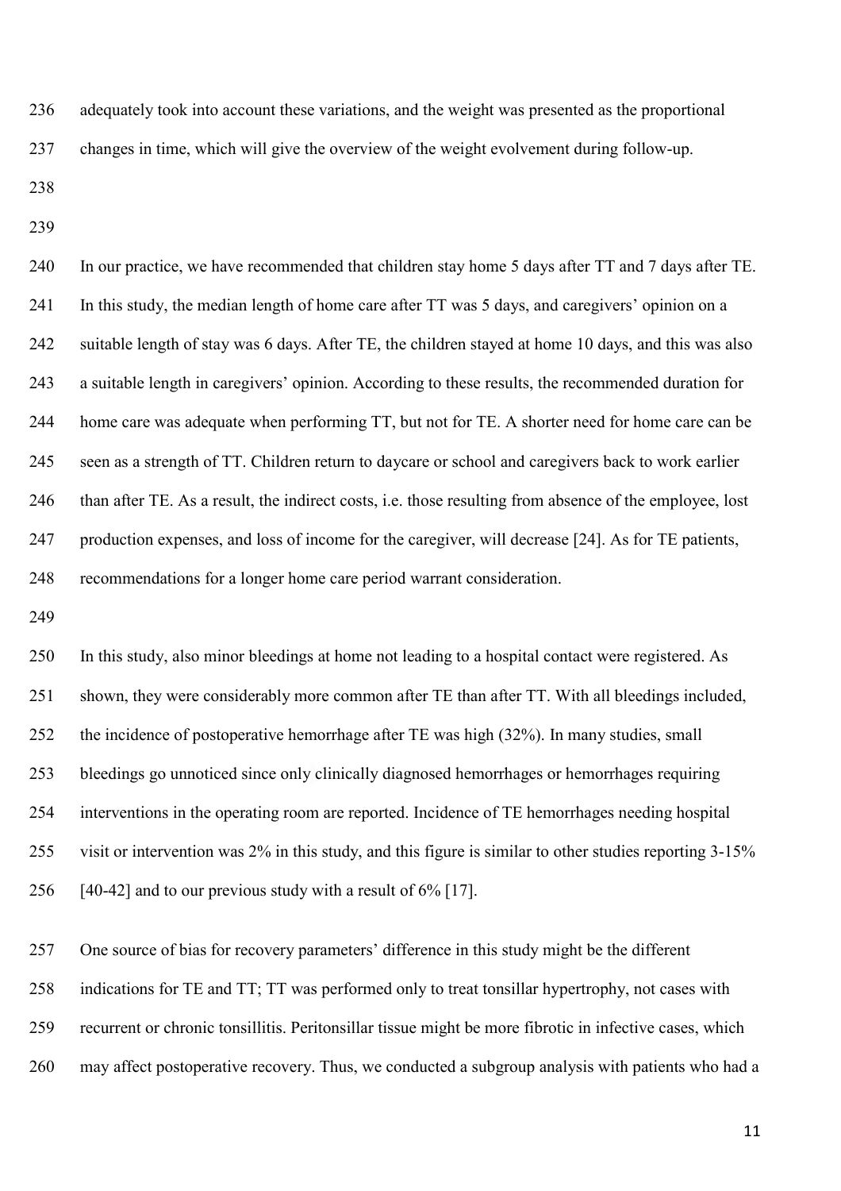adequately took into account these variations, and the weight was presented as the proportional changes in time, which will give the overview of the weight evolvement during follow-up.

In our practice, we have recommended that children stay home 5 days after TT and 7 days after TE. In this study, the median length of home care after TT was 5 days, and caregivers' opinion on a suitable length of stay was 6 days. After TE, the children stayed at home 10 days, and this was also a suitable length in caregivers' opinion. According to these results, the recommended duration for home care was adequate when performing TT, but not for TE. A shorter need for home care can be seen as a strength of TT. Children return to daycare or school and caregivers back to work earlier than after TE. As a result, the indirect costs, i.e. those resulting from absence of the employee, lost production expenses, and loss of income for the caregiver, will decrease [24]. As for TE patients, recommendations for a longer home care period warrant consideration.

In this study, also minor bleedings at home not leading to a hospital contact were registered. As shown, they were considerably more common after TE than after TT. With all bleedings included, the incidence of postoperative hemorrhage after TE was high (32%). In many studies, small bleedings go unnoticed since only clinically diagnosed hemorrhages or hemorrhages requiring interventions in the operating room are reported. Incidence of TE hemorrhages needing hospital visit or intervention was 2% in this study, and this figure is similar to other studies reporting 3-15% [40-42] and to our previous study with a result of 6% [17].

One source of bias for recovery parameters' difference in this study might be the different indications for TE and TT; TT was performed only to treat tonsillar hypertrophy, not cases with recurrent or chronic tonsillitis. Peritonsillar tissue might be more fibrotic in infective cases, which may affect postoperative recovery. Thus, we conducted a subgroup analysis with patients who had a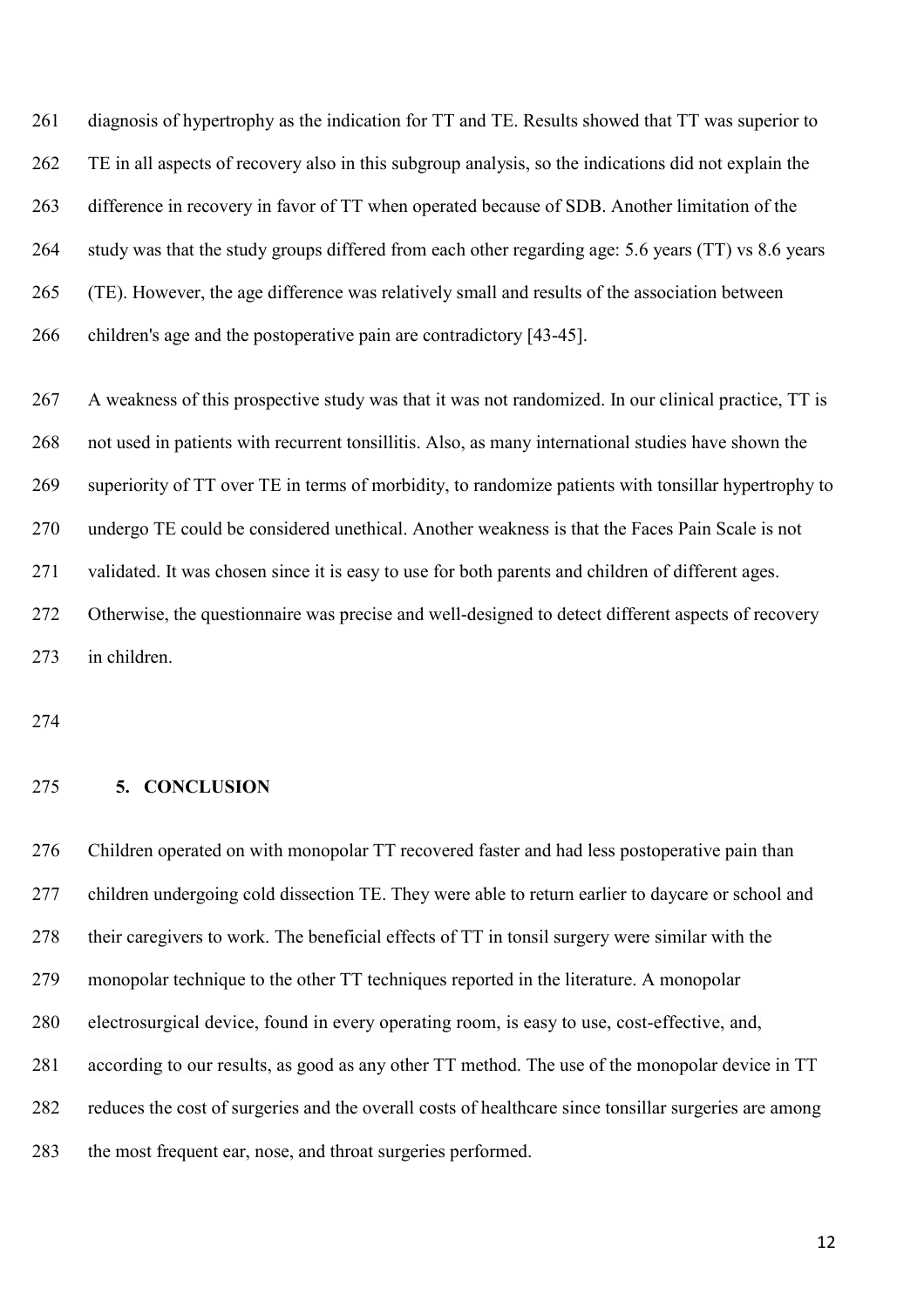diagnosis of hypertrophy as the indication for TT and TE. Results showed that TT was superior to TE in all aspects of recovery also in this subgroup analysis, so the indications did not explain the difference in recovery in favor of TT when operated because of SDB. Another limitation of the study was that the study groups differed from each other regarding age: 5.6 years (TT) vs 8.6 years (TE). However, the age difference was relatively small and results of the association between children's age and the postoperative pain are contradictory [43-45].

A weakness of this prospective study was that it was not randomized. In our clinical practice, TT is not used in patients with recurrent tonsillitis. Also, as many international studies have shown the superiority of TT over TE in terms of morbidity, to randomize patients with tonsillar hypertrophy to undergo TE could be considered unethical. Another weakness is that the Faces Pain Scale is not validated. It was chosen since it is easy to use for both parents and children of different ages. Otherwise, the questionnaire was precise and well-designed to detect different aspects of recovery in children.

## 5. CONCLUSION

Children operated on with monopolar TT recovered faster and had less postoperative pain than children undergoing cold dissection TE. They were able to return earlier to daycare or school and their caregivers to work. The beneficial effects of TT in tonsil surgery were similar with the monopolar technique to the other TT techniques reported in the literature. A monopolar electrosurgical device, found in every operating room, is easy to use, cost-effective, and, according to our results, as good as any other TT method. The use of the monopolar device in TT reduces the cost of surgeries and the overall costs of healthcare since tonsillar surgeries are among the most frequent ear, nose, and throat surgeries performed.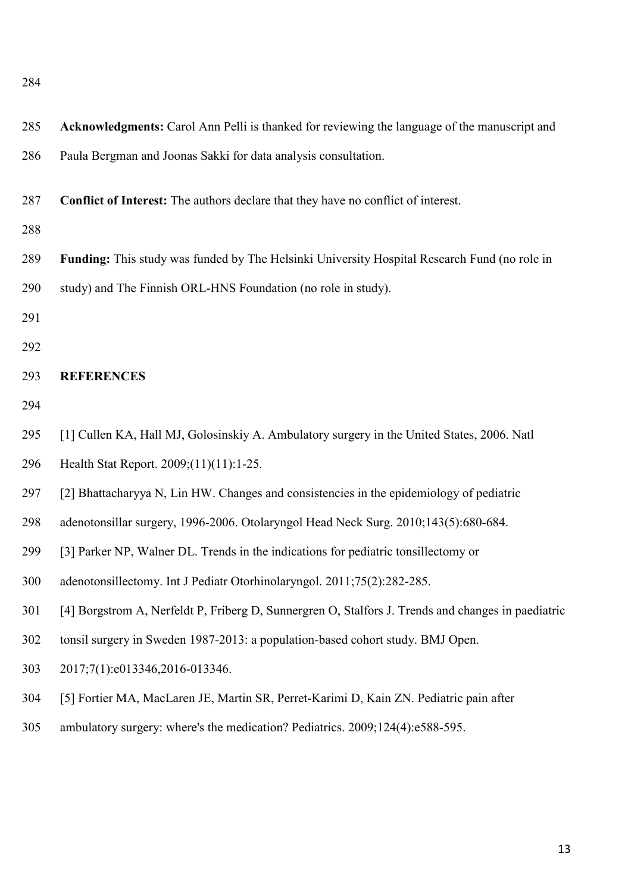**Acknowledgments:** Carol Ann Pelli is thanked for reviewing the language of the manuscript and Paula Bergman and Joonas Sakki for data analysis consultation.

**Conflict of Interest:** The authors declare that they have no conflict of interest.

**Funding:** This study was funded by The Helsinki University Hospital Research Fund (no role in study) and The Finnish ORL-HNS Foundation (no role in study).

## REFERENCES

[1] Cullen KA, Hall MJ, Golosinskiy A. Ambulatory surgery in the United States, 2006. Natl Health Stat Report. 2009;(11)(11):1-25.

[2] Bhattacharyya N, Lin HW. Changes and consistencies in the epidemiology of pediatric adenotonsillar surgery, 1996-2006. Otolaryngol Head Neck Surg. 2010;143(5):680-684.

[3] Parker NP, Walner DL. Trends in the indications for pediatric tonsillectomy or adenotonsillectomy. Int J Pediatr Otorhinolaryngol. 2011;75(2):282-285.

[4] Borgstrom A, Nerfeldt P, Friberg D, Sunnergren O, Stalfors J. Trends and changes in paediatric tonsil surgery in Sweden 1987-2013: a population-based cohort study. BMJ Open. 2017;7(1):e013346,2016-013346.

[5] Fortier MA, MacLaren JE, Martin SR, Perret-Karimi D, Kain ZN. Pediatric pain after ambulatory surgery: where's the medication? Pediatrics. 2009;124(4):e588-595.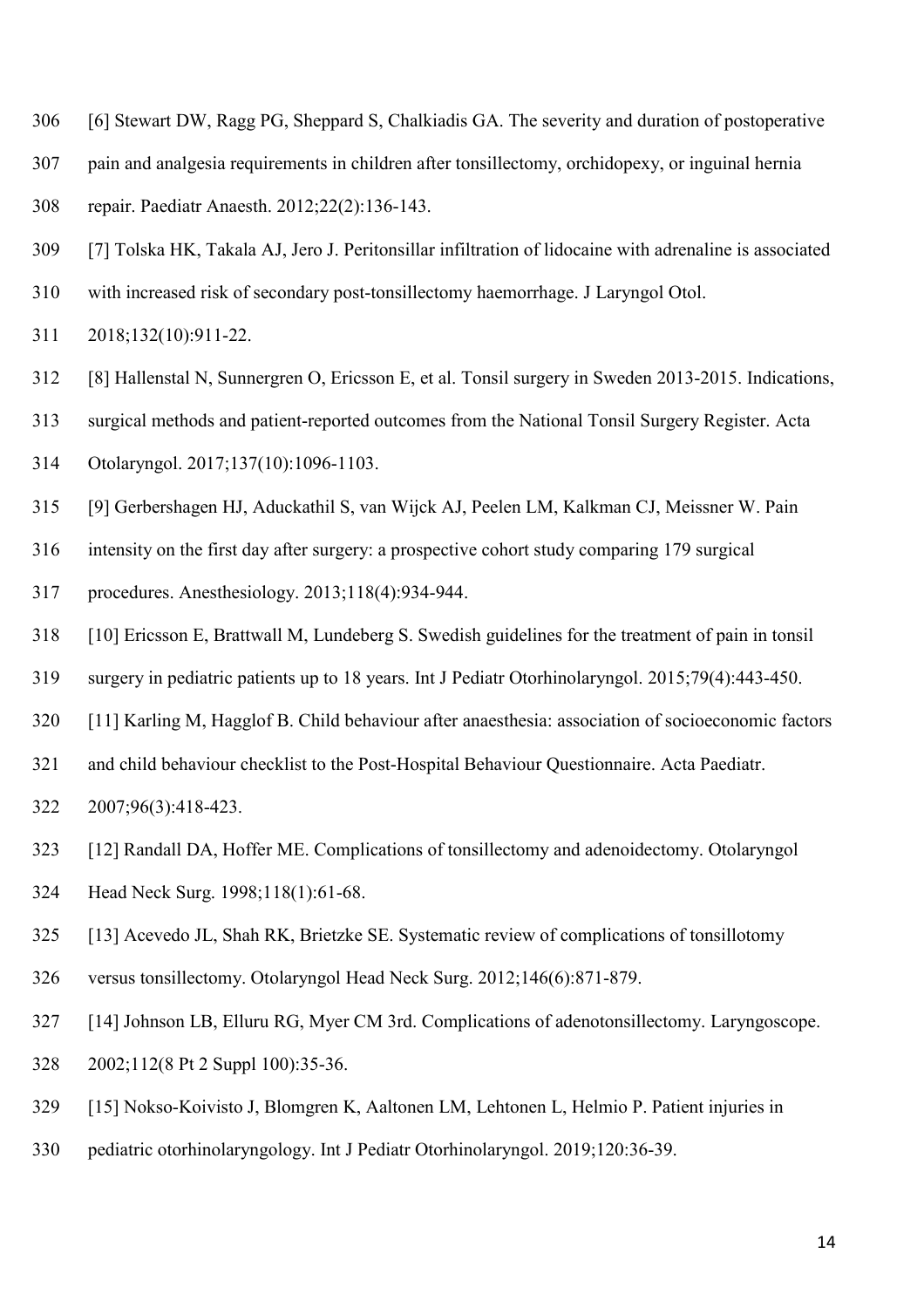[6] Stewart DW, Ragg PG, Sheppard S, Chalkiadis GA. The severity and duration of postoperative pain and analgesia requirements in children after tonsillectomy, orchidopexy, or inguinal hernia repair. Paediatr Anaesth. 2012;22(2):136-143.

[7] Tolska HK, Takala AJ, Jero J. Peritonsillar infiltration of lidocaine with adrenaline is associated with increased risk of secondary post-tonsillectomy haemorrhage. J Laryngol Otol. 2018;132(10):911-22.

[8] Hallenstal N, Sunnergren O, Ericsson E, et al. Tonsil surgery in Sweden 2013-2015. Indications, surgical methods and patient-reported outcomes from the National Tonsil Surgery Register. Acta Otolaryngol. 2017;137(10):1096-1103.

[9] Gerbershagen HJ, Aduckathil S, van Wijck AJ, Peelen LM, Kalkman CJ, Meissner W. Pain intensity on the first day after surgery: a prospective cohort study comparing 179 surgical procedures. Anesthesiology. 2013;118(4):934-944.

[10] Ericsson E, Brattwall M, Lundeberg S. Swedish guidelines for the treatment of pain in tonsil surgery in pediatric patients up to 18 years. Int J Pediatr Otorhinolaryngol. 2015;79(4):443-450.

[11] Karling M, Hagglof B. Child behaviour after anaesthesia: association of socioeconomic factors and child behaviour checklist to the Post-Hospital Behaviour Questionnaire. Acta Paediatr. 2007;96(3):418-423.

[12] Randall DA, Hoffer ME. Complications of tonsillectomy and adenoidectomy. Otolaryngol Head Neck Surg. 1998;118(1):61-68.

[13] Acevedo JL, Shah RK, Brietzke SE. Systematic review of complications of tonsillotomy versus tonsillectomy. Otolaryngol Head Neck Surg. 2012;146(6):871-879.

[14] Johnson LB, Elluru RG, Myer CM 3rd. Complications of adenotonsillectomy. Laryngoscope. 2002;112(8 Pt 2 Suppl 100):35-36.

[15] Nokso-Koivisto J, Blomgren K, Aaltonen LM, Lehtonen L, Helmio P. Patient injuries in pediatric otorhinolaryngology. Int J Pediatr Otorhinolaryngol. 2019;120:36-39.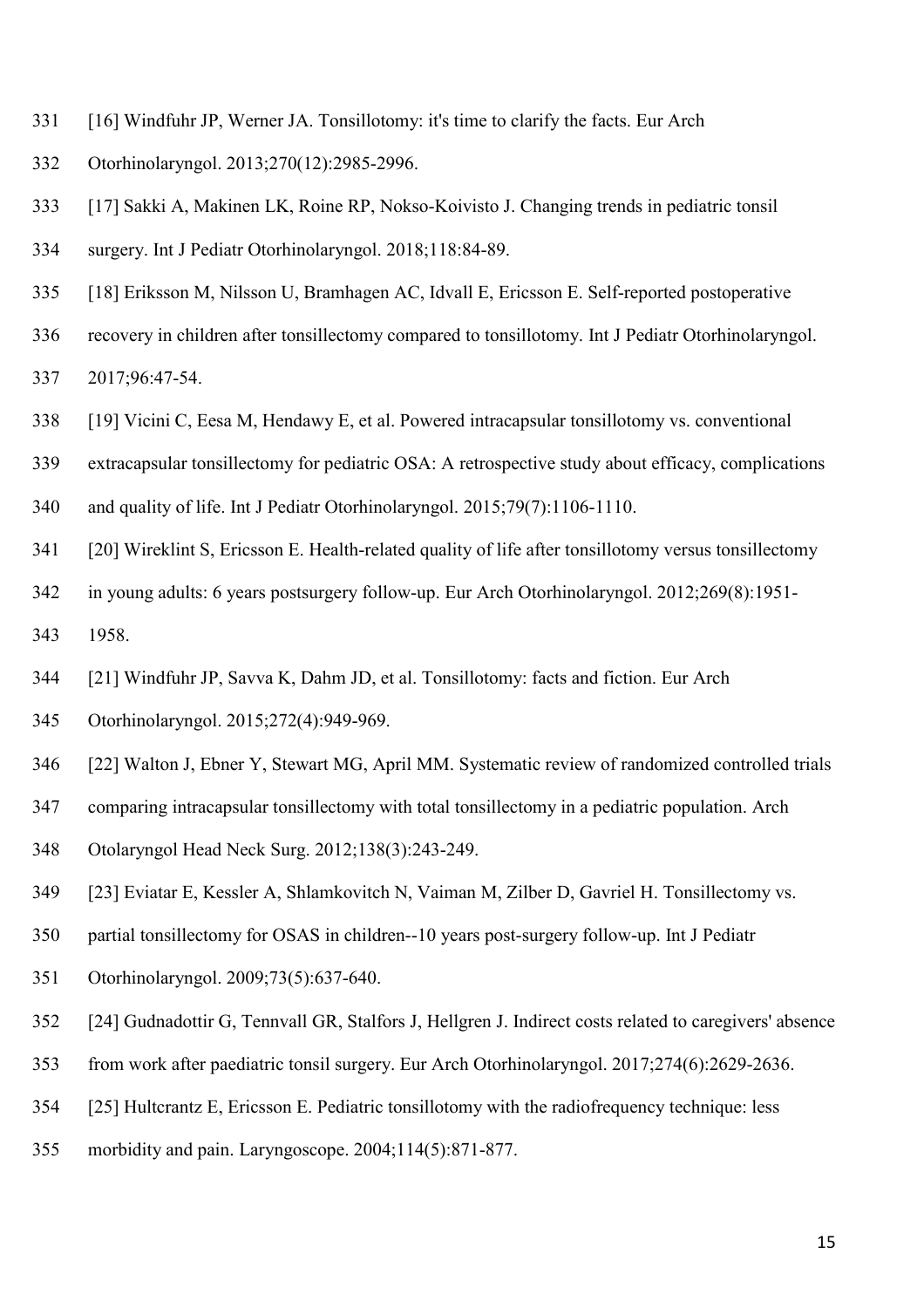[16] Windfuhr JP, Werner JA. Tonsillotomy: it's time to clarify the facts. Eur Arch Otorhinolaryngol. 2013;270(12):2985-2996.

[17] Sakki A, Makinen LK, Roine RP, Nokso-Koivisto J. Changing trends in pediatric tonsil surgery. Int J Pediatr Otorhinolaryngol. 2018;118:84-89.

[18] Eriksson M, Nilsson U, Bramhagen AC, Idvall E, Ericsson E. Self-reported postoperative recovery in children after tonsillectomy compared to tonsillotomy. Int J Pediatr Otorhinolaryngol. 2017;96:47-54.

[19] Vicini C, Eesa M, Hendawy E, et al. Powered intracapsular tonsillotomy vs. conventional extracapsular tonsillectomy for pediatric OSA: A retrospective study about efficacy, complications and quality of life. Int J Pediatr Otorhinolaryngol. 2015;79(7):1106-1110.

[20] Wireklint S, Ericsson E. Health-related quality of life after tonsillotomy versus tonsillectomy in young adults: 6 years postsurgery follow-up. Eur Arch Otorhinolaryngol. 2012;269(8):1951-1958.

[21] Windfuhr JP, Savva K, Dahm JD, et al. Tonsillotomy: facts and fiction. Eur Arch Otorhinolaryngol. 2015;272(4):949-969.

[22] Walton J, Ebner Y, Stewart MG, April MM. Systematic review of randomized controlled trials comparing intracapsular tonsillectomy with total tonsillectomy in a pediatric population. Arch Otolaryngol Head Neck Surg. 2012;138(3):243-249.

[23] Eviatar E, Kessler A, Shlamkovitch N, Vaiman M, Zilber D, Gavriel H. Tonsillectomy vs. partial tonsillectomy for OSAS in children--10 years post-surgery follow-up. Int J Pediatr Otorhinolaryngol. 2009;73(5):637-640.

[24] Gudnadottir G, Tennvall GR, Stalfors J, Hellgren J. Indirect costs related to caregivers' absence from work after paediatric tonsil surgery. Eur Arch Otorhinolaryngol. 2017;274(6):2629-2636.

[25] Hultcrantz E, Ericsson E. Pediatric tonsillotomy with the radiofrequency technique: less morbidity and pain. Laryngoscope. 2004;114(5):871-877.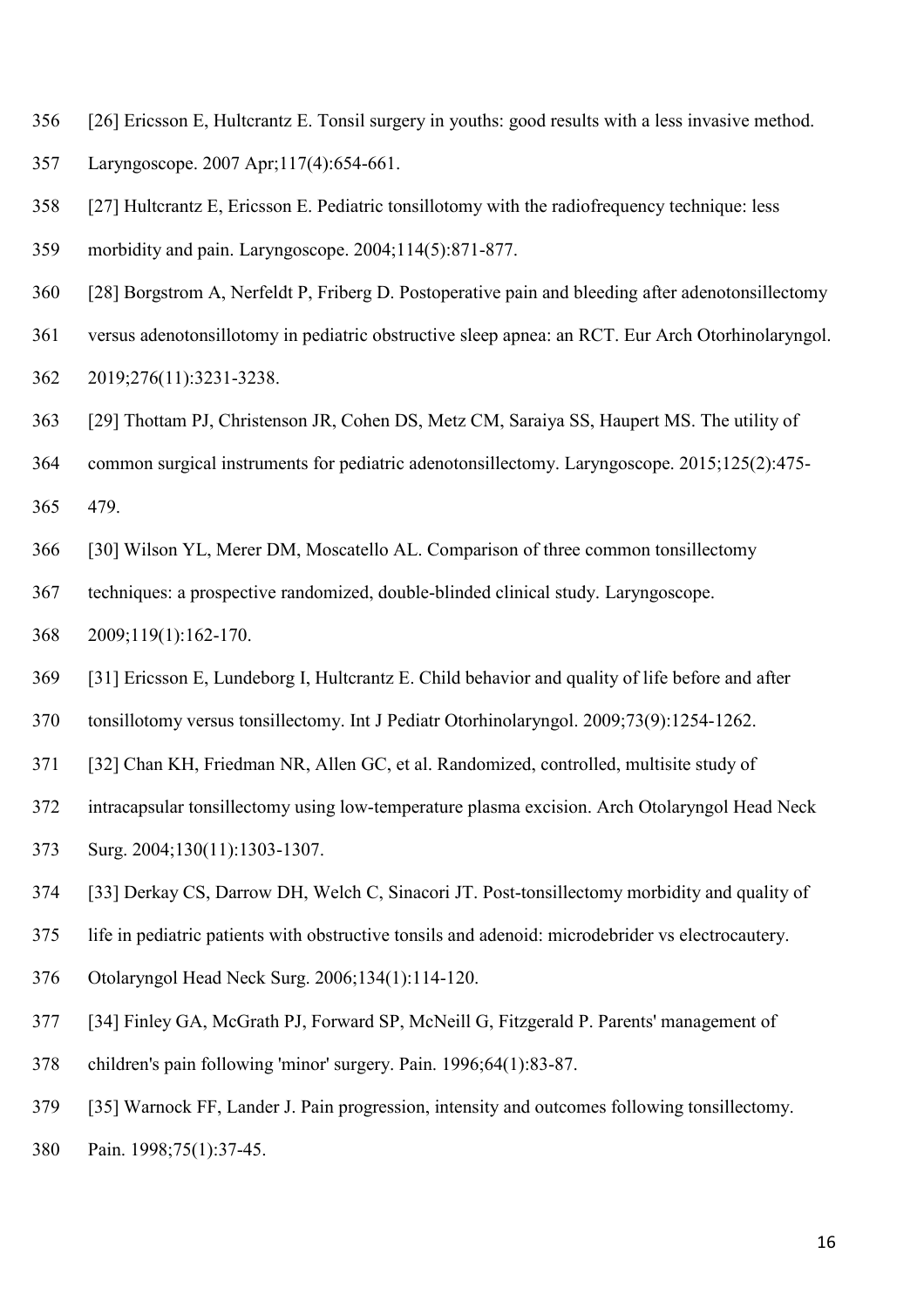[26] Ericsson E, Hultcrantz E. Tonsil surgery in youths: good results with a less invasive method. Laryngoscope. 2007 Apr;117(4):654-661.

[27] Hultcrantz E, Ericsson E. Pediatric tonsillotomy with the radiofrequency technique: less morbidity and pain. Laryngoscope. 2004;114(5):871-877.

[28] Borgstrom A, Nerfeldt P, Friberg D. Postoperative pain and bleeding after adenotonsillectomy versus adenotonsillotomy in pediatric obstructive sleep apnea: an RCT. Eur Arch Otorhinolaryngol. 2019;276(11):3231-3238.

[29] Thottam PJ, Christenson JR, Cohen DS, Metz CM, Saraiya SS, Haupert MS. The utility of common surgical instruments for pediatric adenotonsillectomy. Laryngoscope. 2015;125(2):475-479.

[30] Wilson YL, Merer DM, Moscatello AL. Comparison of three common tonsillectomy techniques: a prospective randomized, double-blinded clinical study. Laryngoscope. 2009;119(1):162-170.

[31] Ericsson E, Lundeborg I, Hultcrantz E. Child behavior and quality of life before and after tonsillotomy versus tonsillectomy. Int J Pediatr Otorhinolaryngol. 2009;73(9):1254-1262.

[32] Chan KH, Friedman NR, Allen GC, et al. Randomized, controlled, multisite study of intracapsular tonsillectomy using low-temperature plasma excision. Arch Otolaryngol Head Neck Surg. 2004;130(11):1303-1307.

[33] Derkay CS, Darrow DH, Welch C, Sinacori JT. Post-tonsillectomy morbidity and quality of life in pediatric patients with obstructive tonsils and adenoid: microdebrider vs electrocautery. Otolaryngol Head Neck Surg. 2006;134(1):114-120.

[34] Finley GA, McGrath PJ, Forward SP, McNeill G, Fitzgerald P. Parents' management of children's pain following 'minor' surgery. Pain. 1996;64(1):83-87.

[35] Warnock FF, Lander J. Pain progression, intensity and outcomes following tonsillectomy. Pain. 1998;75(1):37-45.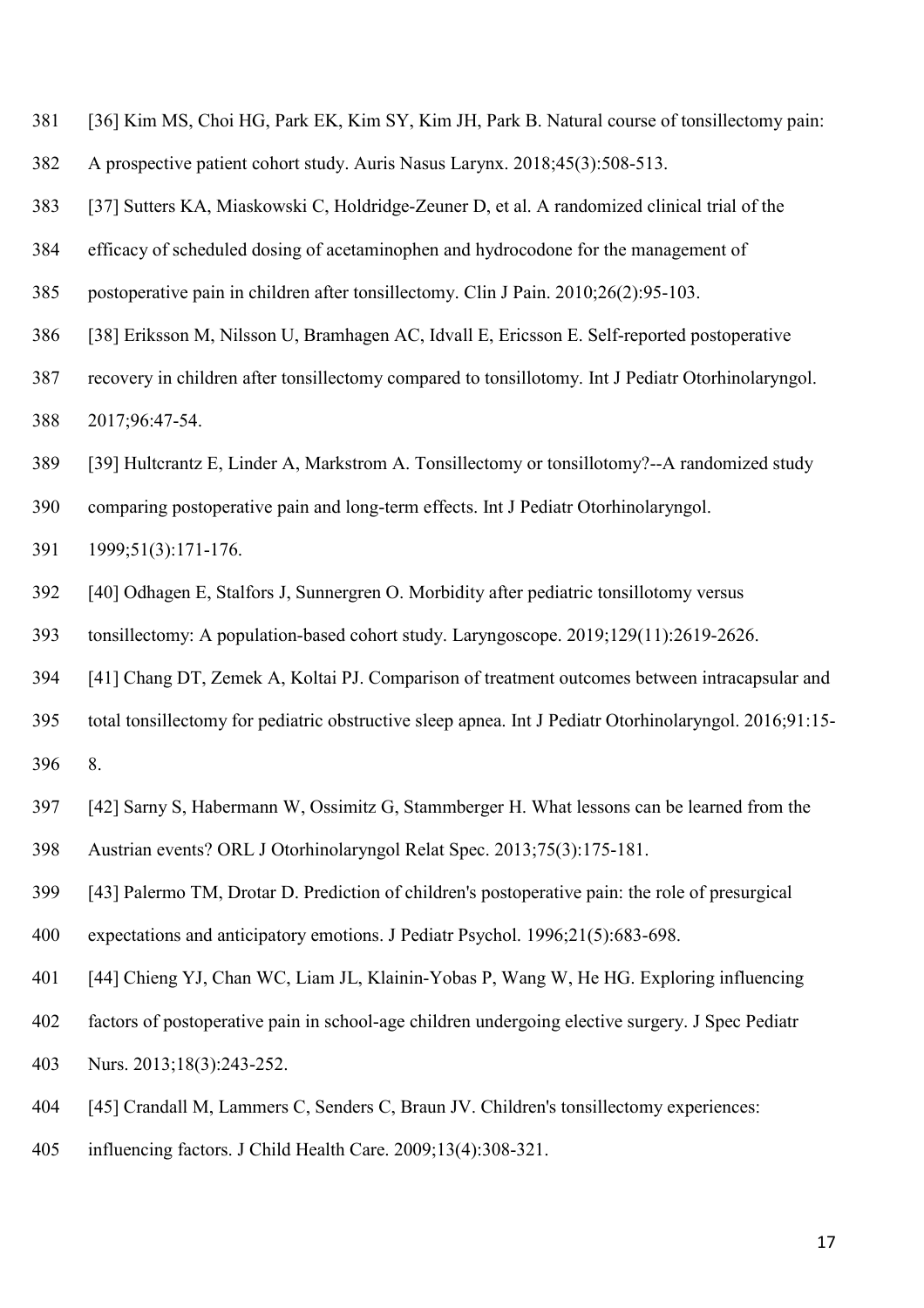[36] Kim MS, Choi HG, Park EK, Kim SY, Kim JH, Park B. Natural course of tonsillectomy pain: A prospective patient cohort study. Auris Nasus Larynx. 2018;45(3):508-513.

[37] Sutters KA, Miaskowski C, Holdridge-Zeuner D, et al. A randomized clinical trial of the efficacy of scheduled dosing of acetaminophen and hydrocodone for the management of postoperative pain in children after tonsillectomy. Clin J Pain. 2010;26(2):95-103.

[38] Eriksson M, Nilsson U, Bramhagen AC, Idvall E, Ericsson E. Self-reported postoperative recovery in children after tonsillectomy compared to tonsillotomy. Int J Pediatr Otorhinolaryngol. 2017;96:47-54.

[39] Hultcrantz E, Linder A, Markstrom A. Tonsillectomy or tonsillotomy?--A randomized study comparing postoperative pain and long-term effects. Int J Pediatr Otorhinolaryngol. 1999;51(3):171-176.

[40] Odhagen E, Stalfors J, Sunnergren O. Morbidity after pediatric tonsillotomy versus tonsillectomy: A population-based cohort study. Laryngoscope. 2019;129(11):2619-2626.

[41] Chang DT, Zemek A, Koltai PJ. Comparison of treatment outcomes between intracapsular and total tonsillectomy for pediatric obstructive sleep apnea. Int J Pediatr Otorhinolaryngol. 2016;91:15-8.

[42] Sarny S, Habermann W, Ossimitz G, Stammberger H. What lessons can be learned from the Austrian events? ORL J Otorhinolaryngol Relat Spec. 2013;75(3):175-181.

[43] Palermo TM, Drotar D. Prediction of children's postoperative pain: the role of presurgical expectations and anticipatory emotions. J Pediatr Psychol. 1996;21(5):683-698.

[44] Chieng YJ, Chan WC, Liam JL, Klainin-Yobas P, Wang W, He HG. Exploring influencing factors of postoperative pain in school-age children undergoing elective surgery. J Spec Pediatr Nurs. 2013;18(3):243-252.

[45] Crandall M, Lammers C, Senders C, Braun JV. Children's tonsillectomy experiences: influencing factors. J Child Health Care. 2009;13(4):308-321.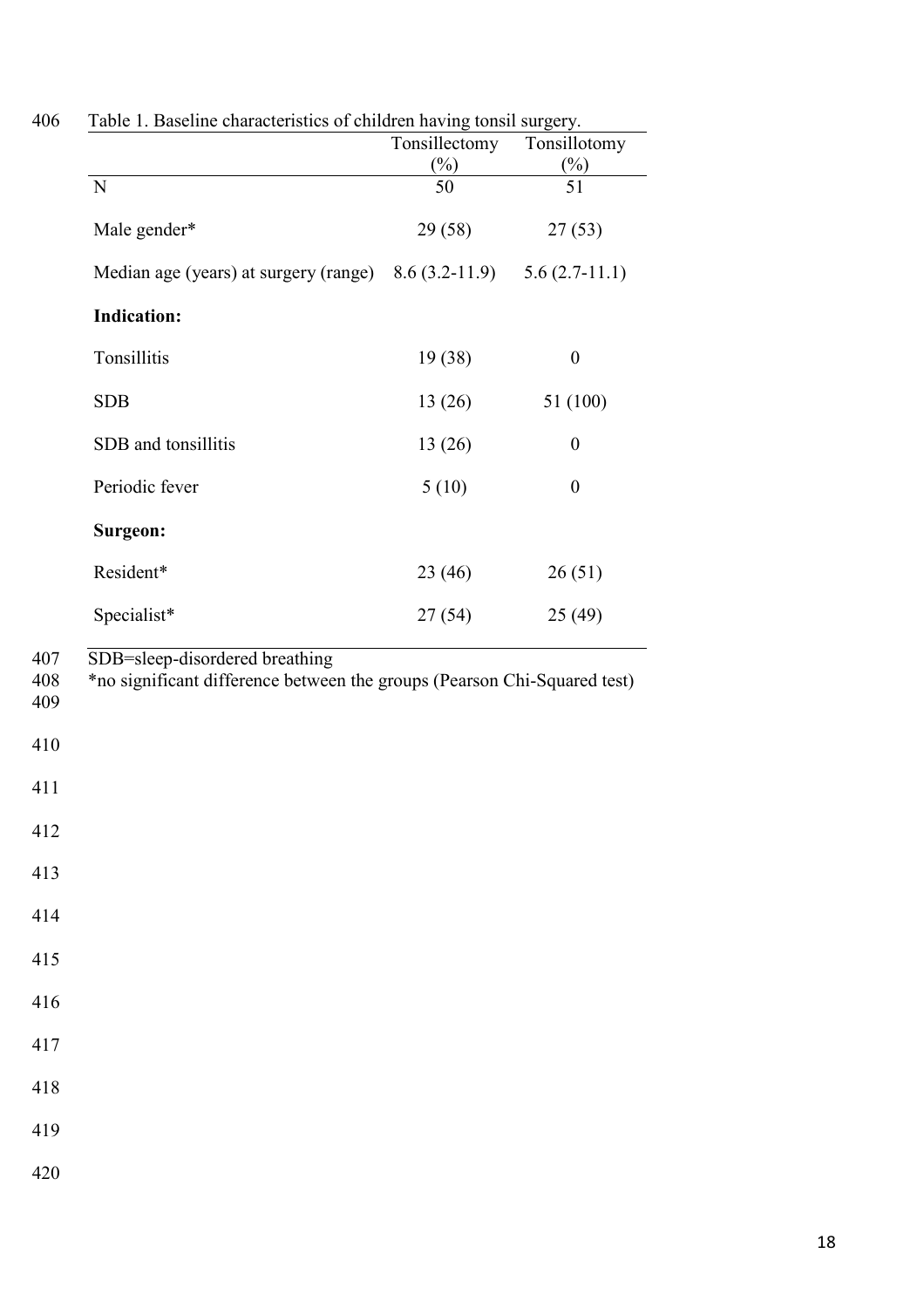Table 1. Baseline characteristics of children having tonsil surgery.

| | Tonsillectomy (%) | Tonsillotomy (%) |
|---|---|---|
| N | 50 | 51 |
| Male gender* | 29 (58) | 27 (53) |
| Median age (years) at surgery (range) | 8.6 (3.2-11.9) | 5.6 (2.7-11.1) |
| **Indication:** | | |
| Tonsillitis | 19 (38) | 0 |
| SDB | 13 (26) | 51 (100) |
| SDB and tonsillitis | 13 (26) | 0 |
| Periodic fever | 5 (10) | 0 |
| **Surgeon:** | | |
| Resident* | 23 (46) | 26 (51) |
| Specialist* | 27 (54) | 25 (49) |

SDB=sleep-disordered breathing

*no significant difference between the groups (Pearson Chi-Squared test)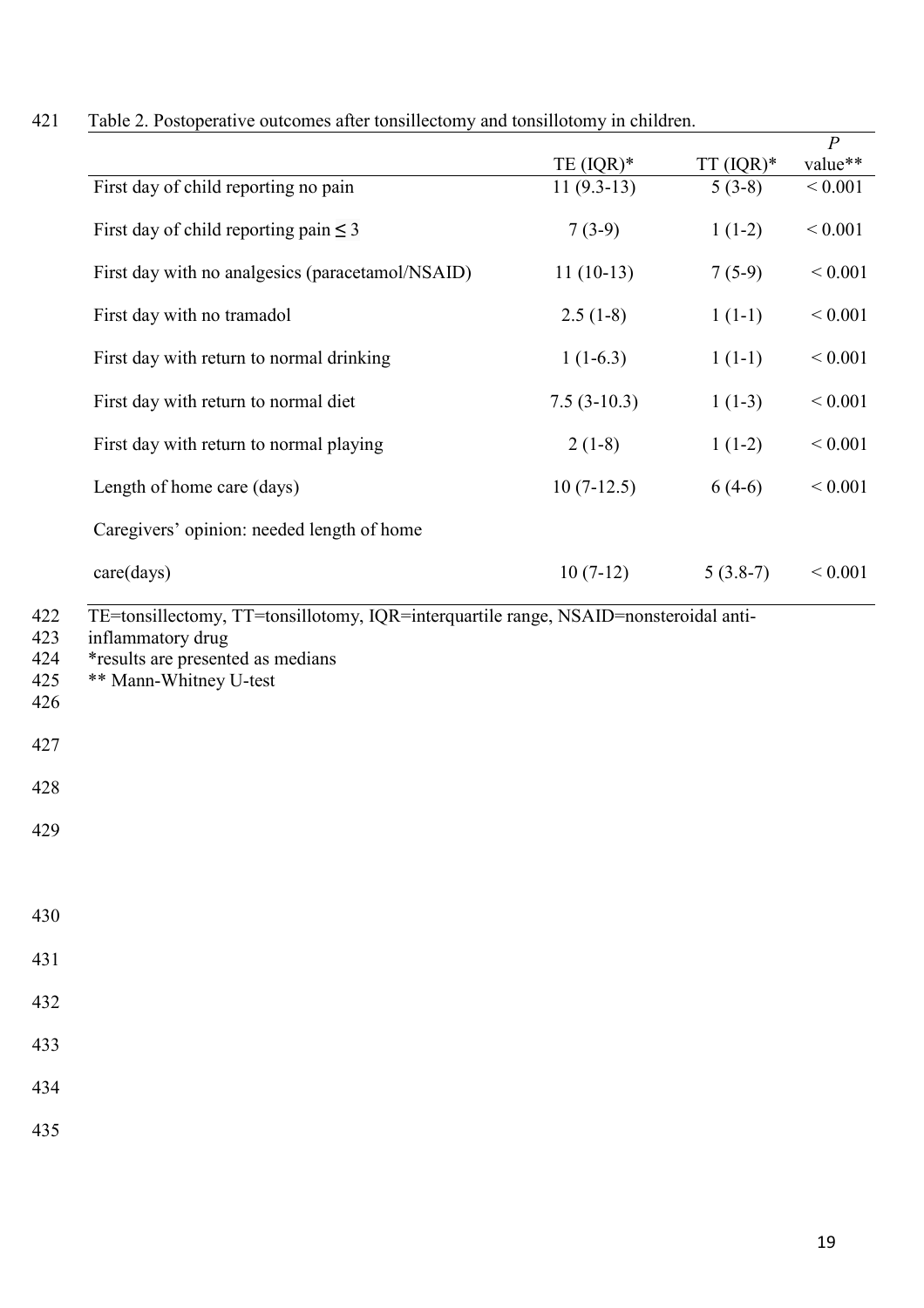Table 2. Postoperative outcomes after tonsillectomy and tonsillotomy in children.

| | TE (IQR)* | TT (IQR)* | *P* value** |
|---|---|---|---|
| First day of child reporting no pain | 11 (9.3-13) | 5 (3-8) | < 0.001 |
| First day of child reporting pain ≤ 3 | 7 (3-9) | 1 (1-2) | < 0.001 |
| First day with no analgesics (paracetamol/NSAID) | 11 (10-13) | 7 (5-9) | < 0.001 |
| First day with no tramadol | 2.5 (1-8) | 1 (1-1) | < 0.001 |
| First day with return to normal drinking | 1 (1-6.3) | 1 (1-1) | < 0.001 |
| First day with return to normal diet | 7.5 (3-10.3) | 1 (1-3) | < 0.001 |
| First day with return to normal playing | 2 (1-8) | 1 (1-2) | < 0.001 |
| Length of home care (days) | 10 (7-12.5) | 6 (4-6) | < 0.001 |
| Caregivers' opinion: needed length of home care(days) | 10 (7-12) | 5 (3.8-7) | < 0.001 |

TE=tonsillectomy, TT=tonsillotomy, IQR=interquartile range, NSAID=nonsteroidal anti-inflammatory drug

*results are presented as medians

** Mann-Whitney U-test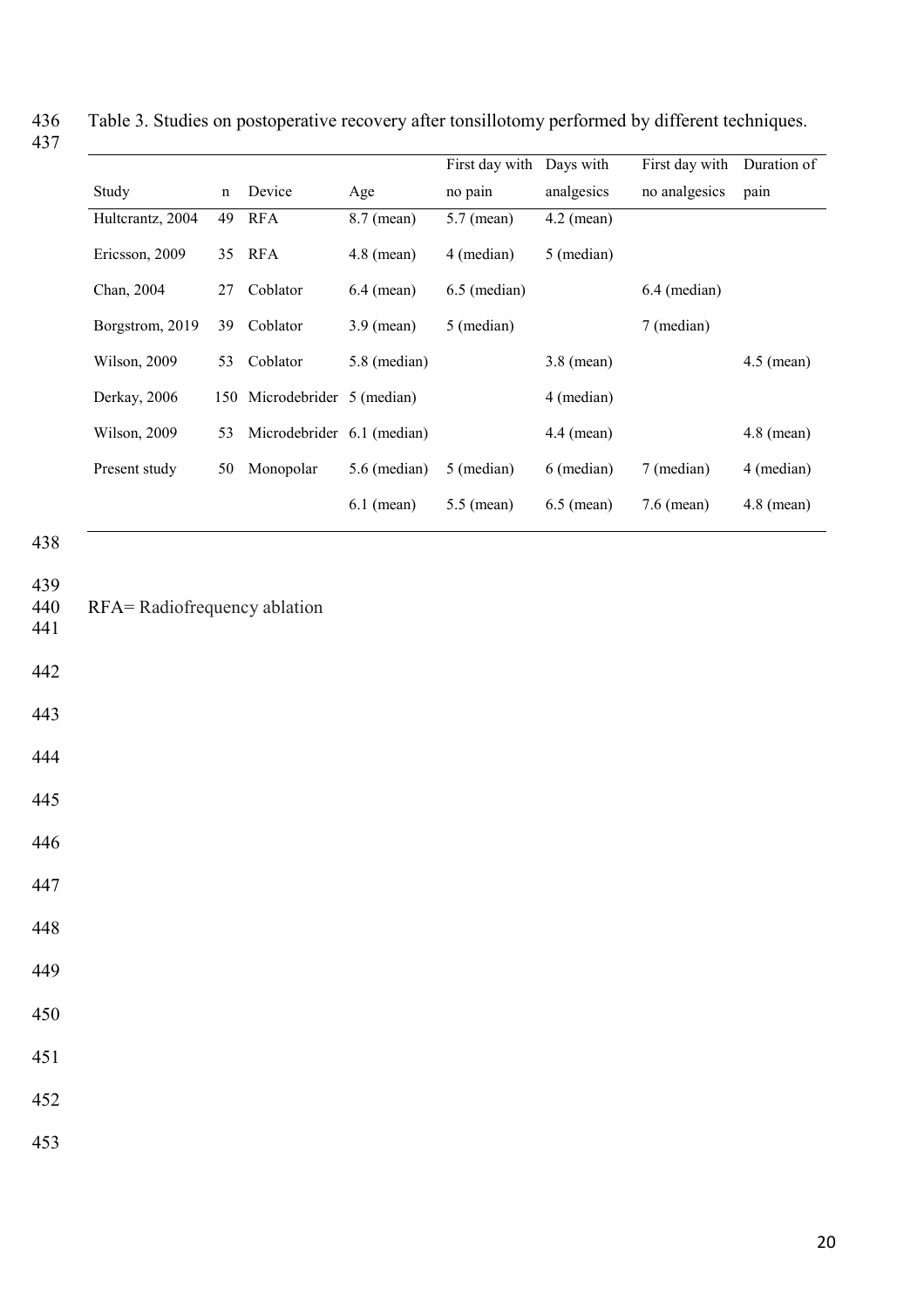Table 3. Studies on postoperative recovery after tonsillotomy performed by different techniques.

| Study | n | Device | Age | First day with no pain | Days with analgesics | First day with no analgesics | Duration of pain |
|---|---|---|---|---|---|---|---|
| Hultcrantz, 2004 | 49 | RFA | 8.7 (mean) | 5.7 (mean) | 4.2 (mean) | | |
| Ericsson, 2009 | 35 | RFA | 4.8 (mean) | 4 (median) | 5 (median) | | |
| Chan, 2004 | 27 | Coblator | 6.4 (mean) | 6.5 (median) | | 6.4 (median) | |
| Borgstrom, 2019 | 39 | Coblator | 3.9 (mean) | 5 (median) | | 7 (median) | |
| Wilson, 2009 | 53 | Coblator | 5.8 (median) | | 3.8 (mean) | | 4.5 (mean) |
| Derkay, 2006 | 150 | Microdebrider | 5 (median) | | 4 (median) | | |
| Wilson, 2009 | 53 | Microdebrider | 6.1 (median) | | 4.4 (mean) | | 4.8 (mean) |
| Present study | 50 | Monopolar | 5.6 (median) | 5 (median) | 6 (median) | 7 (median) | 4 (median) |
| | | | 6.1 (mean) | 5.5 (mean) | 6.5 (mean) | 7.6 (mean) | 4.8 (mean) |

RFA= Radiofrequency ablation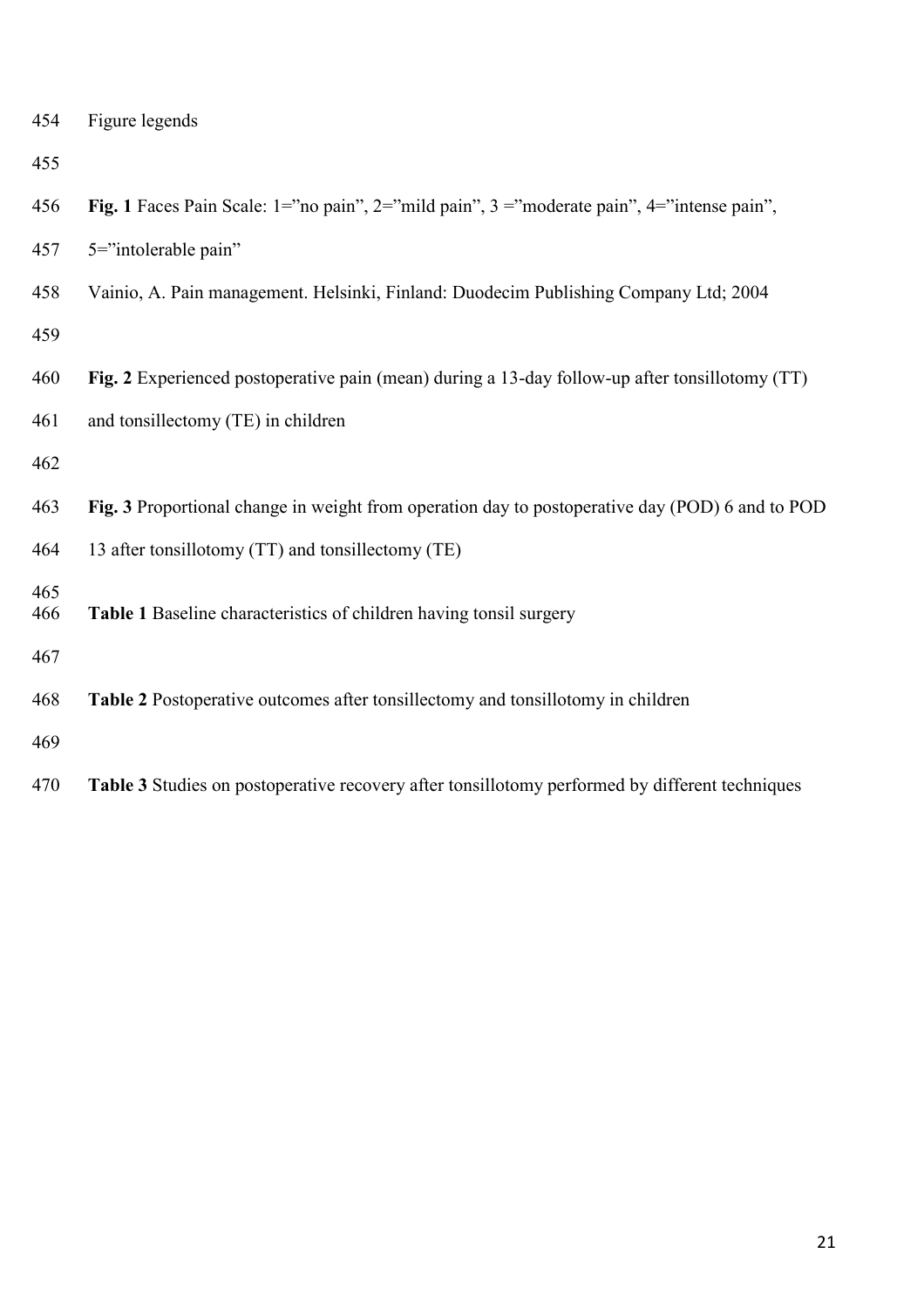Figure legends

**Fig. 1** Faces Pain Scale: 1="no pain", 2="mild pain", 3 ="moderate pain", 4="intense pain", 5="intolerable pain"

Vainio, A. Pain management. Helsinki, Finland: Duodecim Publishing Company Ltd; 2004

**Fig. 2** Experienced postoperative pain (mean) during a 13-day follow-up after tonsillotomy (TT) and tonsillectomy (TE) in children

**Fig. 3** Proportional change in weight from operation day to postoperative day (POD) 6 and to POD 13 after tonsillotomy (TT) and tonsillectomy (TE)

**Table 1** Baseline characteristics of children having tonsil surgery

**Table 2** Postoperative outcomes after tonsillectomy and tonsillotomy in children

**Table 3** Studies on postoperative recovery after tonsillotomy performed by different techniques